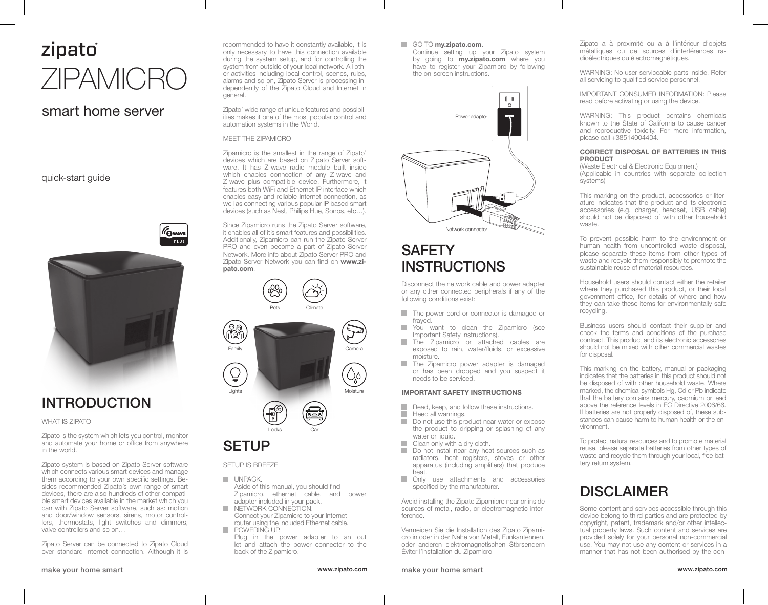# zipato ZIPAMICRO

## smart home server

quick-start guide

## INTRODUCTION

WHAT IS ZIPATO

Zipato is the system which lets you control, monitor and automate your home or office from anywhere in the world.

Zipato system is based on Zipato Server software which connects various smart devices and manage them according to your own specific settings. Besides recommended Zipato's own range of smart devices, there are also hundreds of other compatible smart devices available in the market which you can with Zipato Server software, such as: motion and door/window sensors, sirens, motor controllers, thermostats, light switches and dimmers, valve controllers and so on…

Zipato Server can be connected to Zipato Cloud over standard Internet connection. Although it is recommended to have it constantly available, it is only necessary to have this connection available during the system setup, and for controlling the system from outside of your local network. All other activities including local control, scenes, rules, alarms and so on, Zipato Server is processing independently of the Zipato Cloud and Internet in general.

Zipato' wide range of unique features and possibilities makes it one of the most popular control and automation systems in the World.

MEET THE ZIPAMICRO

Zipamicro is the smallest in the range of Zipato' devices which are based on Zipato Server software. It has Z-wave radio module built inside which enables connection of any Z-wave and Z-wave plus compatible device. Furthermore, it features both WiFi and Ethernet IP interface which enables easy and reliable Internet connection, as well as connecting various popular IP based smart devices (such as Nest, Philips Hue, Sonos, etc…).

Since Zipamicro runs the Zipato Server software, it enables all of it's smart features and possibilities. Additionally, Zipamicro can run the Zipato Server PRO and even become a part of Zipato Server Network. More info about Zipato Server PRO and Zipato Server Network you can find on **www.zipato.com**.

Pets, Climate, Family, Camera, Lights, Moisture, Locks, Car

## SETUP

SETUP IS BREEZE

- UNPACK.
  Aside of this manual, you should find Zipamicro, ethernet cable, and power adapter included in your pack.
- NETWORK CONNECTION.
  Connect your Zipamicro to your Internet router using the included Ethernet cable.
- POWERING UP.
  Plug in the power adapter to an out let and attach the power connector to the back of the Zipamicro.
- GO TO **my.zipato.com**.
  Continue setting up your Zipato system by going to **my.zipato.com** where you have to register your Zipamicro by following the on-screen instructions.

Power adapter

Network connector

## SAFETY INSTRUCTIONS

Disconnect the network cable and power adapter or any other connected peripherals if any of the following conditions exist:

- The power cord or connector is damaged or frayed.
- You want to clean the Zipamicro (see Important Safety Instructions).
- The Zipamicro or attached cables are exposed to rain, water/fluids, or excessive moisture.
- The Zipamicro power adapter is damaged or has been dropped and you suspect it needs to be serviced.

### IMPORTANT SAFETY INSTRUCTIONS

- Read, keep, and follow these instructions.
- Heed all warnings.
- Do not use this product near water or expose the product to dripping or splashing of any water or liquid.
- Clean only with a dry cloth.
- Do not install near any heat sources such as radiators, heat registers, stoves or other apparatus (including amplifiers) that produce heat.
- Only use attachments and accessories specified by the manufacturer.

Avoid installing the Zipato Zipamicro near or inside sources of metal, radio, or electromagnetic interference.

Vermeiden Sie die Installation des Zipato Zipamicro in oder in der Nähe von Metall, Funkantennen, oder anderen elektromagnetischen Störsendern Éviter l'installation du Zipamicro Zipato a à proximité ou a à l'intérieur d'objets métalliques ou de sources d'interférences radioélectriques ou électromagnétiques.

WARNING: No user-serviceable parts inside. Refer all servicing to qualified service personnel.

IMPORTANT CONSUMER INFORMATION: Please read before activating or using the device.

WARNING: This product contains chemicals known to the State of California to cause cancer and reproductive toxicity. For more information, please call +38514004404.

**CORRECT DISPOSAL OF BATTERIES IN THIS PRODUCT**
(Waste Electrical & Electronic Equipment)
(Applicable in countries with separate collection systems)

This marking on the product, accessories or literature indicates that the product and its electronic accessories (e.g. charger, headset, USB cable) should not be disposed of with other household waste.

To prevent possible harm to the environment or human health from uncontrolled waste disposal, please separate these items from other types of waste and recycle them responsibly to promote the sustainable reuse of material resources.

Household users should contact either the retailer where they purchased this product, or their local government office, for details of where and how they can take these items for environmentally safe recycling.

Business users should contact their supplier and check the terms and conditions of the purchase contract. This product and its electronic accessories should not be mixed with other commercial wastes for disposal.

This marking on the battery, manual or packaging indicates that the batteries in this product should not be disposed of with other household waste. Where marked, the chemical symbols Hg, Cd or Pb indicate that the battery contains mercury, cadmium or lead above the reference levels in EC Directive 2006/66. If batteries are not properly disposed of, these substances can cause harm to human health or the environment.

To protect natural resources and to promote material reuse, please separate batteries from other types of waste and recycle them through your local, free battery return system.

## DISCLAIMER

Some content and services accessible through this device belong to third parties and are protected by copyright, patent, trademark and/or other intellectual property laws. Such content and services are provided solely for your personal non-commercial use. You may not use any content or services in a manner that has not been authorised by the con-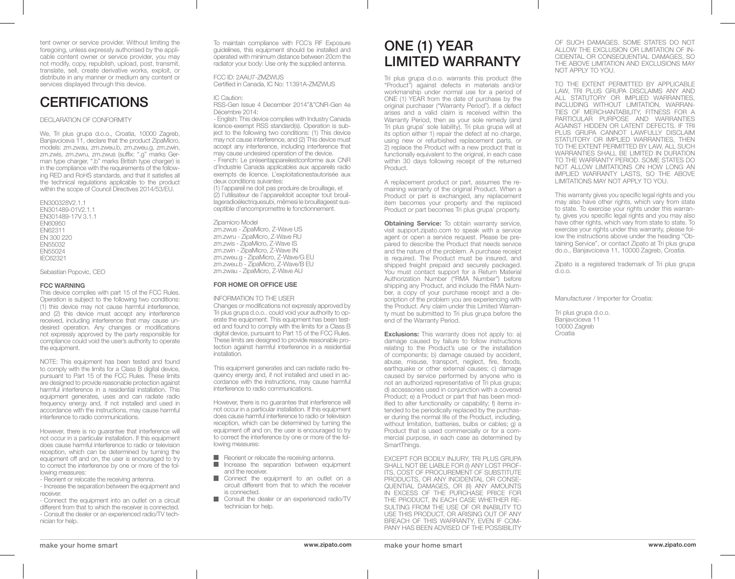tent owner or service provider. Without limiting the foregoing, unless expressly authorised by the applicable content owner or service provider, you may not modify, copy, republish, upload, post, transmit, translate, sell, create derivative works, exploit, or distribute in any manner or medium any content or services displayed through this device.

# CERTIFICATIONS

DECLARATION OF CONFORMITY

We, Tri plus grupa d.o.o., Croatia, 10000 Zagreb, Banjavciceva 11, declare that the product ZipaMicro, models: zm.zwau, zm.zweu.b, zm.zweu.g, zm.zwin, zm.zwis, zm.zwru, zm.zwus (suffix: ".g" marks German type charger, ".b" marks British type charger) is in the compliance with the requirements of the following RED and RoHS standards, and that it satisfies all the technical regulations applicable to the product within the scope of Council Directives 2014/53/EU.

EN300328V2.1.1
EN301489-01V2.1.1
EN301489-17V 3.1.1
EN60950
EN62311
EN 300 220
EN55032
EN55024
IEC62321

Sebastian Popovic, CEO

**FCC WARNING**

This device complies with part 15 of the FCC Rules. Operation is subject to the following two conditions: (1) this device may not cause harmful interference, and (2) this device must accept any interference received, including interference that may cause undesired operation. Any changes or modifications not expressly approved by the party responsible for compliance could void the user's authority to operate the equipment.

NOTE: This equipment has been tested and found to comply with the limits for a Class B digital device, pursuant to Part 15 of the FCC Rules. These limits are designed to provide reasonable protection against harmful interference in a residential installation. This equipment generates, uses and can radiate radio frequency energy and, if not installed and used in accordance with the instructions, may cause harmful interference to radio communications.

However, there is no guarantee that interference will not occur in a particular installation. If this equipment does cause harmful interference to radio or television reception, which can be determined by turning the equipment off and on, the user is encouraged to try to correct the interference by one or more of the following measures:

- Reorient or relocate the receiving antenna.
- Increase the separation between the equipment and receiver.
- Connect the equipment into an outlet on a circuit different from that to which the receiver is connected.
- Consult the dealer or an experienced radio/TV technician for help.

To maintain compliance with FCC's RF Exposure guidelines, this equipment should be installed and operated with minimum distance between 20cm the radiator your body: Use only the supplied antenna.

FCC ID: 2AAU7-ZMZWUS
Certified in Canada, IC No: 11391A-ZMZWUS

IC Caution:
RSS-Gen Issue 4 December 2014"&"CNR-Gen 4e Décembre 2014:
- English: This device complies with Industry Canada licence-exempt RSS standard(s). Operation is subject to the following two conditions: (1) This device may not cause interference, and (2) This device must accept any interference, including interference that may cause undesired operation of the device.
- French: Le présentappareilestconforme aux CNR d'Industrie Canada applicables aux appareils radio exempts de licence. L'exploitationestautorisée aux deux conditions suivantes:
(1) l'appareil ne doit pas produire de brouillage, et
(2) l'utilisateur de l'appareildoit accepter tout brouillageradioélectriquesubi, mêmesi le brouillageest susceptible d'encompromettre le fonctionnement.

Zipamicro Model
zm.zwus - ZipaMicro, Z-Wave US
zm.zwru - ZipaMicro, Z-Wave RU
zm.zwis - ZipaMicro, Z-Wave IS
zm.zwin - ZipaMicro, Z-Wave IN
zm.zweu.g - ZipaMicro, Z-Wave/G EU
zm.zweu.b - ZipaMicro, Z-Wave/B EU
zm.zwau - ZipaMicro, Z-Wave AU

**FOR HOME OR OFFICE USE**

INFORMATION TO THE USER
Changes or modifications not expressly approved by Tri plus grupa d.o.o.. could void your authority to operate the equipment. This equipment has been tested and found to comply with the limits for a Class B digital device, pursuant to Part 15 of the FCC Rules. These limits are designed to provide reasonable protection against harmful interference in a residential installation.

This equipment generates and can radiate radio frequency energy and, if not installed and used in accordance with the instructions, may cause harmful interference to radio communications.

However, there is no guarantee that interference will not occur in a particular installation. If this equipment does cause harmful interference to radio or television reception, which can be determined by turning the equipment off and on, the user is encouraged to try to correct the interference by one or more of the following measures:

- Reorient or relocate the receiving antenna.
- Increase the separation between equipment and the receiver.
- Connect the equipment to an outlet on a circuit different from that to which the receiver is connected.
- Consult the dealer or an experienced radio/TV technician for help.

# ONE (1) YEAR LIMITED WARRANTY

Tri plus grupa d.o.o. warrants this product (the "Product") against defects in materials and/or workmanship under normal use for a period of ONE (1) YEAR from the date of purchase by the original purchaser ("Warranty Period"). If a defect arises and a valid claim is received within the Warranty Period, then as your sole remedy (and Tri plus grupa' sole liability), Tri plus grupa will at its option either 1) repair the defect at no charge, using new or refurbished replacement parts, or 2) replace the Product with a new product that is functionally equivalent to the original, in each case within 30 days following receipt of the returned Product.

A replacement product or part, assumes the remaining warranty of the original Product. When a Product or part is exchanged, any replacement item becomes your property and the replaced Product or part becomes Tri plus grupa' property.

**Obtaining Service:** To obtain warranty service, visit support.zipato.com to speak with a service agent or open a service request. Please be prepared to describe the Product that needs service and the nature of the problem. A purchase receipt is required. The Product must be insured, and shipped freight prepaid and securely packaged. You must contact support for a Return Material Authorization Number ("RMA Number") before shipping any Product, and include the RMA Number, a copy of your purchase receipt and a description of the problem you are experiencing with the Product. Any claim under this Limited Warranty must be submitted to Tri plus grupa before the end of the Warranty Period.

**Exclusions:** This warranty does not apply to: a) damage caused by failure to follow instructions relating to the Product's use or the installation of components; b) damage caused by accident, abuse, misuse, transport, neglect, fire, floods, earthquake or other external causes; c) damage caused by service performed by anyone who is not an authorized representative of Tri plus grupa; d) accessories used in conjunction with a covered Product; e) a Product or part that has been modified to alter functionality or capability; f) items intended to be periodically replaced by the purchaser during the normal life of the Product, including, without limitation, batteries, bulbs or cables; g) a Product that is used commercially or for a commercial purpose, in each case as determined by SmartThings.

EXCEPT FOR BODILY INJURY, TRI PLUS GRUPA SHALL NOT BE LIABLE FOR (I) ANY LOST PROFITS, COST OF PROCUREMENT OF SUBSTITUTE PRODUCTS, OR ANY INCIDENTAL OR CONSEQUENTIAL DAMAGES, OR (II) ANY AMOUNTS IN EXCESS OF THE PURCHASE PRICE FOR THE PRODUCT, IN EACH CASE WHETHER RESULTING FROM THE USE OF OR INABILITY TO USE THIS PRODUCT, OR ARISING OUT OF ANY BREACH OF THIS WARRANTY, EVEN IF COMPANY HAS BEEN ADVISED OF THE POSSIBILITY OF SUCH DAMAGES. SOME STATES DO NOT ALLOW THE EXCLUSION OR LIMITATION OF INCIDENTAL OR CONSEQUENTIAL DAMAGES, SO THE ABOVE LIMITATION AND EXCLUSIONS MAY NOT APPLY TO YOU.

TO THE EXTENT PERMITTED BY APPLICABLE LAW, TRI PLUS GRUPA DISCLAIMS ANY AND ALL STATUTORY OR IMPLIED WARRANTIES, INCLUDING WITHOUT LIMITATION, WARRANTIES OF MERCHANTABILITY, FITNESS FOR A PARTICULAR PURPOSE AND WARRANTIES AGAINST HIDDEN OR LATENT DEFECTS. IF TRI PLUS GRUPA CANNOT LAWFULLY DISCLAIM STATUTORY OR IMPLIED WARRANTIES, THEN TO THE EXTENT PERMITTED BY LAW, ALL SUCH WARRANTIES SHALL BE LIMITED IN DURATION TO THE WARRANTY PERIOD. SOME STATES DO NOT ALLOW LIMITATIONS ON HOW LONG AN IMPLIED WARRANTY LASTS, SO THE ABOVE LIMITATIONS MAY NOT APPLY TO YOU.

This warranty gives you specific legal rights and you may also have other rights, which vary from state to state. To exercise your rights under this warranty, gives you specific legal rights and you may also have other rights, which vary from state to state. To exercise your rights under this warranty, please follow the instructions above under the heading "Obtaining Service", or contact Zipato at Tri plus grupa do.o., Banjavciceva 11, 10000 Zagreb, Croatia.

Zipato is a registered trademark of Tri plus grupa d.o.o.

Manufacturer / Importer for Croatia:

Tri plus grupa d.o.o.
Banjavciceva 11
10000 Zagreb
Croatia